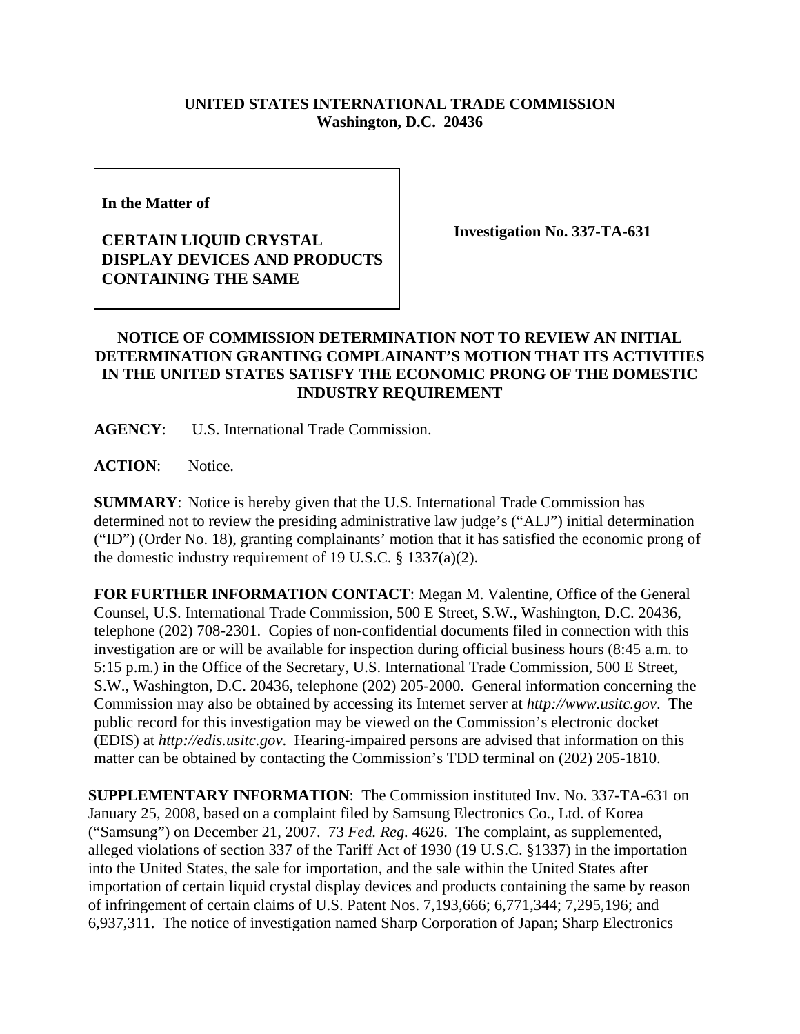**UNITED STATES INTERNATIONAL TRADE COMMISSION**
**Washington, D.C. 20436**

| **In the Matter of** **CERTAIN LIQUID CRYSTAL DISPLAY DEVICES AND PRODUCTS CONTAINING THE SAME** | **Investigation No. 337-TA-631** |
|---|---|

## NOTICE OF COMMISSION DETERMINATION NOT TO REVIEW AN INITIAL DETERMINATION GRANTING COMPLAINANT'S MOTION THAT ITS ACTIVITIES IN THE UNITED STATES SATISFY THE ECONOMIC PRONG OF THE DOMESTIC INDUSTRY REQUIREMENT

**AGENCY**: U.S. International Trade Commission.

**ACTION**: Notice.

**SUMMARY**: Notice is hereby given that the U.S. International Trade Commission has determined not to review the presiding administrative law judge's ("ALJ") initial determination ("ID") (Order No. 18), granting complainants' motion that it has satisfied the economic prong of the domestic industry requirement of 19 U.S.C. § 1337(a)(2).

**FOR FURTHER INFORMATION CONTACT**: Megan M. Valentine, Office of the General Counsel, U.S. International Trade Commission, 500 E Street, S.W., Washington, D.C. 20436, telephone (202) 708-2301. Copies of non-confidential documents filed in connection with this investigation are or will be available for inspection during official business hours (8:45 a.m. to 5:15 p.m.) in the Office of the Secretary, U.S. International Trade Commission, 500 E Street, S.W., Washington, D.C. 20436, telephone (202) 205-2000. General information concerning the Commission may also be obtained by accessing its Internet server at *http://www.usitc.gov*. The public record for this investigation may be viewed on the Commission's electronic docket (EDIS) at *http://edis.usitc.gov*. Hearing-impaired persons are advised that information on this matter can be obtained by contacting the Commission's TDD terminal on (202) 205-1810.

**SUPPLEMENTARY INFORMATION**: The Commission instituted Inv. No. 337-TA-631 on January 25, 2008, based on a complaint filed by Samsung Electronics Co., Ltd. of Korea ("Samsung") on December 21, 2007. 73 *Fed. Reg.* 4626. The complaint, as supplemented, alleged violations of section 337 of the Tariff Act of 1930 (19 U.S.C. §1337) in the importation into the United States, the sale for importation, and the sale within the United States after importation of certain liquid crystal display devices and products containing the same by reason of infringement of certain claims of U.S. Patent Nos. 7,193,666; 6,771,344; 7,295,196; and 6,937,311. The notice of investigation named Sharp Corporation of Japan; Sharp Electronics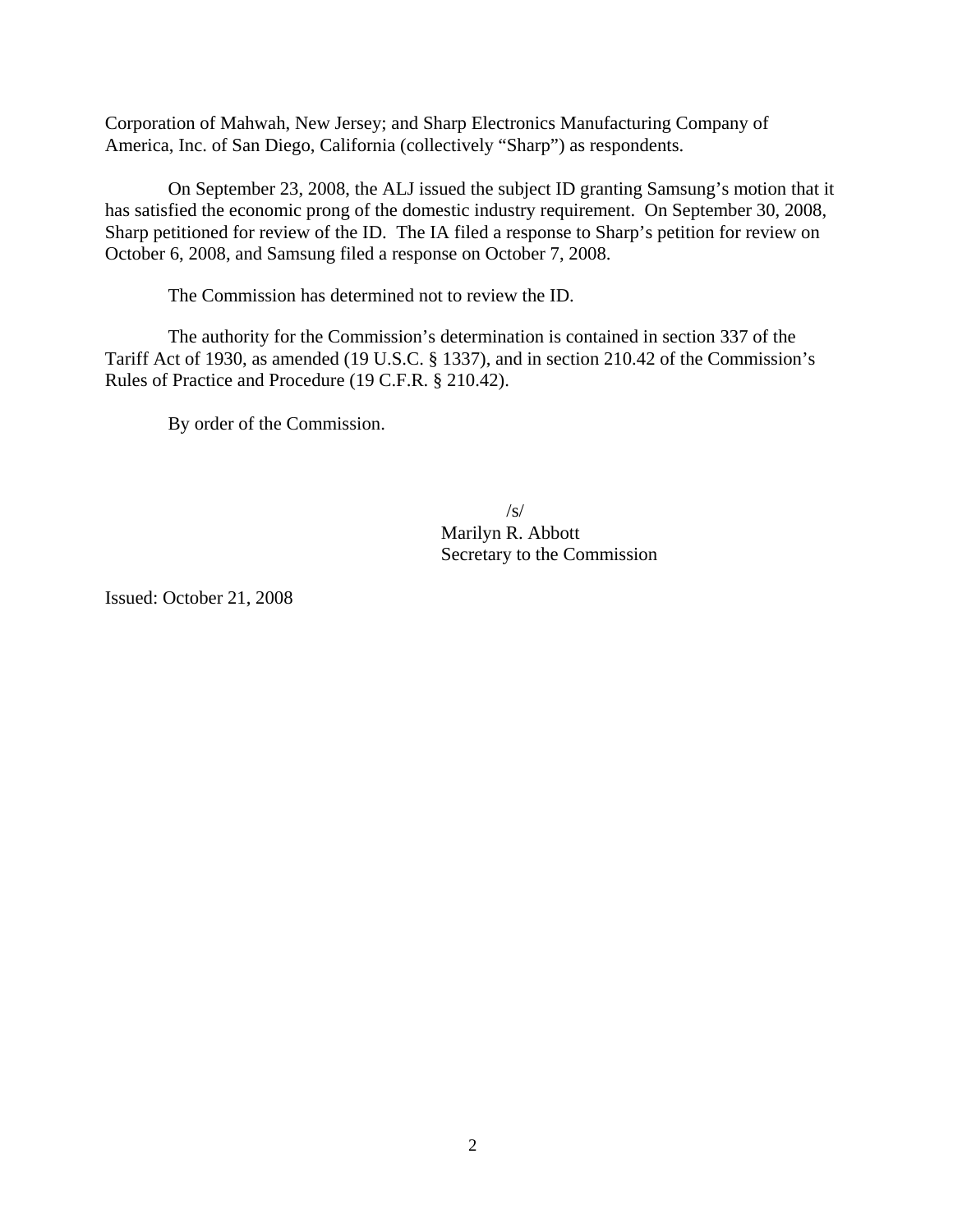Corporation of Mahwah, New Jersey; and Sharp Electronics Manufacturing Company of America, Inc. of San Diego, California (collectively "Sharp") as respondents.

On September 23, 2008, the ALJ issued the subject ID granting Samsung's motion that it has satisfied the economic prong of the domestic industry requirement. On September 30, 2008, Sharp petitioned for review of the ID. The IA filed a response to Sharp's petition for review on October 6, 2008, and Samsung filed a response on October 7, 2008.

The Commission has determined not to review the ID.

The authority for the Commission's determination is contained in section 337 of the Tariff Act of 1930, as amended (19 U.S.C. § 1337), and in section 210.42 of the Commission's Rules of Practice and Procedure (19 C.F.R. § 210.42).

By order of the Commission.

/s/
Marilyn R. Abbott
Secretary to the Commission

Issued: October 21, 2008